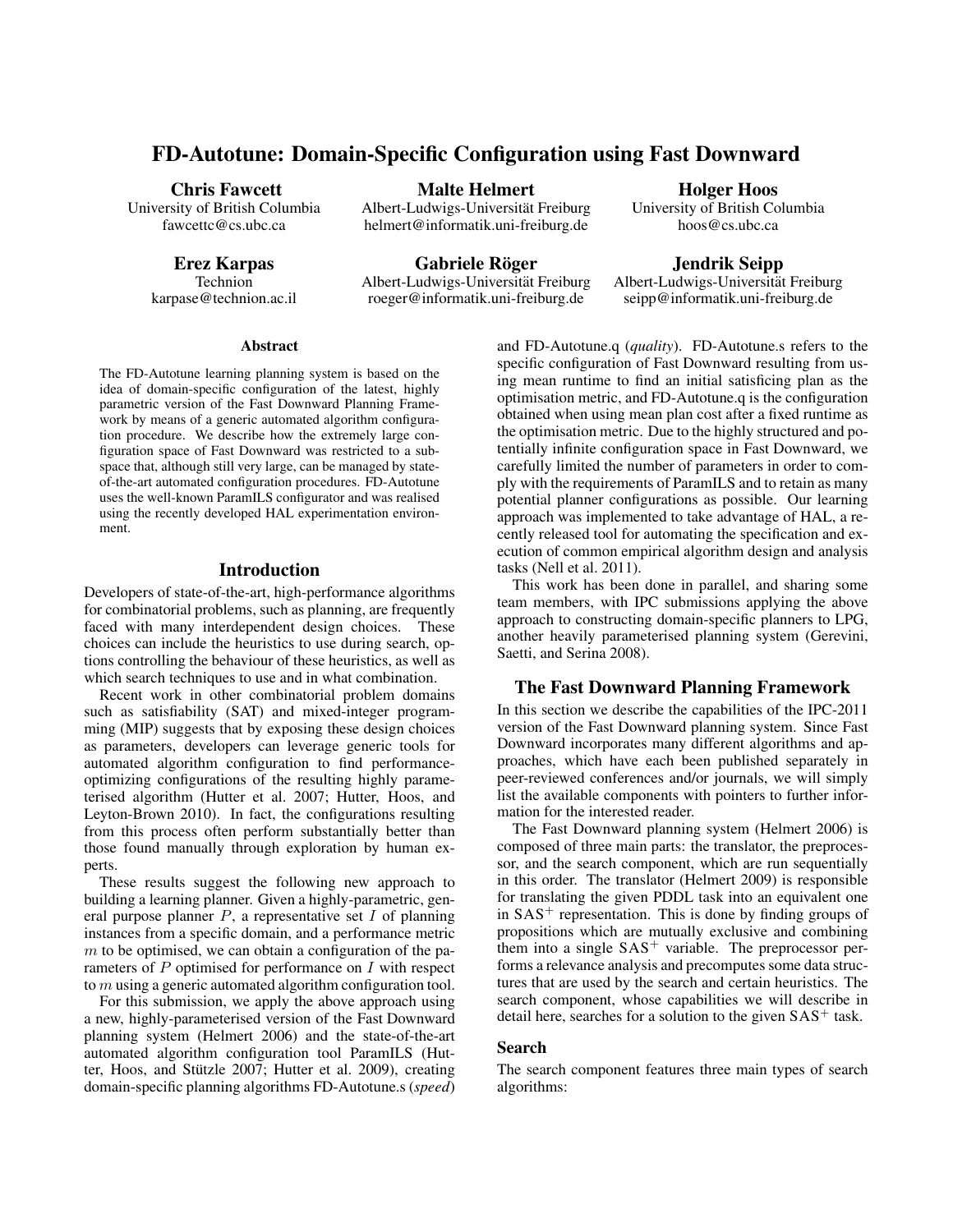# FD-Autotune: Domain-Specific Configuration using Fast Downward

**Chris Fawcett**
University of British Columbia
fawcettc@cs.ubc.ca

**Malte Helmert**
Albert-Ludwigs-Universität Freiburg
helmert@informatik.uni-freiburg.de

**Holger Hoos**
University of British Columbia
hoos@cs.ubc.ca

**Erez Karpas**
Technion
karpase@technion.ac.il

**Gabriele Röger**
Albert-Ludwigs-Universität Freiburg
roeger@informatik.uni-freiburg.de

**Jendrik Seipp**
Albert-Ludwigs-Universität Freiburg
seipp@informatik.uni-freiburg.de

### Abstract

The FD-Autotune learning planning system is based on the idea of domain-specific configuration of the latest, highly parametric version of the Fast Downward Planning Framework by means of a generic automated algorithm configuration procedure. We describe how the extremely large configuration space of Fast Downward was restricted to a subspace that, although still very large, can be managed by state-of-the-art automated configuration procedures. FD-Autotune uses the well-known ParamILS configurator and was realised using the recently developed HAL experimentation environment.

## Introduction

Developers of state-of-the-art, high-performance algorithms for combinatorial problems, such as planning, are frequently faced with many interdependent design choices. These choices can include the heuristics to use during search, options controlling the behaviour of these heuristics, as well as which search techniques to use and in what combination.

Recent work in other combinatorial problem domains such as satisfiability (SAT) and mixed-integer programming (MIP) suggests that by exposing these design choices as parameters, developers can leverage generic tools for automated algorithm configuration to find performance-optimizing configurations of the resulting highly parameterised algorithm (Hutter et al. 2007; Hutter, Hoos, and Leyton-Brown 2010). In fact, the configurations resulting from this process often perform substantially better than those found manually through exploration by human experts.

These results suggest the following new approach to building a learning planner. Given a highly-parametric, general purpose planner $P$, a representative set $I$ of planning instances from a specific domain, and a performance metric $m$ to be optimised, we can obtain a configuration of the parameters of $P$ optimised for performance on $I$ with respect to $m$ using a generic automated algorithm configuration tool.

For this submission, we apply the above approach using a new, highly-parameterised version of the Fast Downward planning system (Helmert 2006) and the state-of-the-art automated algorithm configuration tool ParamILS (Hutter, Hoos, and Stützle 2007; Hutter et al. 2009), creating domain-specific planning algorithms FD-Autotune.s (*speed*) and FD-Autotune.q (*quality*). FD-Autotune.s refers to the specific configuration of Fast Downward resulting from using mean runtime to find an initial satisficing plan as the optimisation metric, and FD-Autotune.q is the configuration obtained when using mean plan cost after a fixed runtime as the optimisation metric. Due to the highly structured and potentially infinite configuration space in Fast Downward, we carefully limited the number of parameters in order to comply with the requirements of ParamILS and to retain as many potential planner configurations as possible. Our learning approach was implemented to take advantage of HAL, a recently released tool for automating the specification and execution of common empirical algorithm design and analysis tasks (Nell et al. 2011).

This work has been done in parallel, and sharing some team members, with IPC submissions applying the above approach to constructing domain-specific planners to LPG, another heavily parameterised planning system (Gerevini, Saetti, and Serina 2008).

## The Fast Downward Planning Framework

In this section we describe the capabilities of the IPC-2011 version of the Fast Downward planning system. Since Fast Downward incorporates many different algorithms and approaches, which have each been published separately in peer-reviewed conferences and/or journals, we will simply list the available components with pointers to further information for the interested reader.

The Fast Downward planning system (Helmert 2006) is composed of three main parts: the translator, the preprocessor, and the search component, which are run sequentially in this order. The translator (Helmert 2009) is responsible for translating the given PDDL task into an equivalent one in $\mathrm{SAS}^+$ representation. This is done by finding groups of propositions which are mutually exclusive and combining them into a single $\mathrm{SAS}^+$ variable. The preprocessor performs a relevance analysis and precomputes some data structures that are used by the search and certain heuristics. The search component, whose capabilities we will describe in detail here, searches for a solution to the given $\mathrm{SAS}^+$ task.

### Search

The search component features three main types of search algorithms: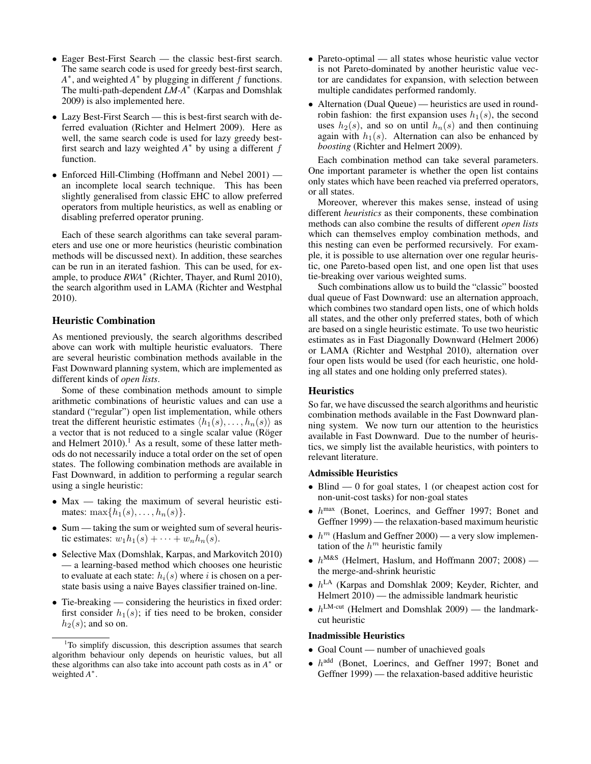- Eager Best-First Search — the classic best-first search. The same search code is used for greedy best-first search, $A^*$, and weighted $A^*$ by plugging in different $f$ functions. The multi-path-dependent *LM-A*$^*$ (Karpas and Domshlak 2009) is also implemented here.
- Lazy Best-First Search — this is best-first search with deferred evaluation (Richter and Helmert 2009). Here as well, the same search code is used for lazy greedy best-first search and lazy weighted $A^*$ by using a different $f$ function.
- Enforced Hill-Climbing (Hoffmann and Nebel 2001) — an incomplete local search technique. This has been slightly generalised from classic EHC to allow preferred operators from multiple heuristics, as well as enabling or disabling preferred operator pruning.

Each of these search algorithms can take several parameters and use one or more heuristics (heuristic combination methods will be discussed next). In addition, these searches can be run in an iterated fashion. This can be used, for example, to produce *RWA*$^*$ (Richter, Thayer, and Ruml 2010), the search algorithm used in LAMA (Richter and Westphal 2010).

## Heuristic Combination

As mentioned previously, the search algorithms described above can work with multiple heuristic evaluators. There are several heuristic combination methods available in the Fast Downward planning system, which are implemented as different kinds of *open lists*.

Some of these combination methods amount to simple arithmetic combinations of heuristic values and can use a standard ("regular") open list implementation, while others treat the different heuristic estimates $\langle h_1(s), \ldots, h_n(s)\rangle$ as a vector that is not reduced to a single scalar value (Röger and Helmert 2010).[1] As a result, some of these latter methods do not necessarily induce a total order on the set of open states. The following combination methods are available in Fast Downward, in addition to performing a regular search using a single heuristic:

- Max — taking the maximum of several heuristic estimates: $\max\{h_1(s), \ldots, h_n(s)\}$.
- Sum — taking the sum or weighted sum of several heuristic estimates: $w_1 h_1(s) + \cdots + w_n h_n(s)$.
- Selective Max (Domshlak, Karpas, and Markovitch 2010) — a learning-based method which chooses one heuristic to evaluate at each state: $h_i(s)$ where $i$ is chosen on a per-state basis using a naive Bayes classifier trained on-line.
- Tie-breaking — considering the heuristics in fixed order: first consider $h_1(s)$; if ties need to be broken, consider $h_2(s)$; and so on.
- Pareto-optimal — all states whose heuristic value vector is not Pareto-dominated by another heuristic value vector are candidates for expansion, with selection between multiple candidates performed randomly.
- Alternation (Dual Queue) — heuristics are used in round-robin fashion: the first expansion uses $h_1(s)$, the second uses $h_2(s)$, and so on until $h_n(s)$ and then continuing again with $h_1(s)$. Alternation can also be enhanced by *boosting* (Richter and Helmert 2009).

Each combination method can take several parameters. One important parameter is whether the open list contains only states which have been reached via preferred operators, or all states.

Moreover, wherever this makes sense, instead of using different *heuristics* as their components, these combination methods can also combine the results of different *open lists* which can themselves employ combination methods, and this nesting can even be performed recursively. For example, it is possible to use alternation over one regular heuristic, one Pareto-based open list, and one open list that uses tie-breaking over various weighted sums.

Such combinations allow us to build the "classic" boosted dual queue of Fast Downward: use an alternation approach, which combines two standard open lists, one of which holds all states, and the other only preferred states, both of which are based on a single heuristic estimate. To use two heuristic estimates as in Fast Diagonally Downward (Helmert 2006) or LAMA (Richter and Westphal 2010), alternation over four open lists would be used (for each heuristic, one holding all states and one holding only preferred states).

## Heuristics

So far, we have discussed the search algorithms and heuristic combination methods available in the Fast Downward planning system. We now turn our attention to the heuristics available in Fast Downward. Due to the number of heuristics, we simply list the available heuristics, with pointers to relevant literature.

### Admissible Heuristics

- Blind — 0 for goal states, 1 (or cheapest action cost for non-unit-cost tasks) for non-goal states
- $h^{\max}$ (Bonet, Loerincs, and Geffner 1997; Bonet and Geffner 1999) — the relaxation-based maximum heuristic
- $h^m$ (Haslum and Geffner 2000) — a very slow implementation of the $h^m$ heuristic family
- $h^{\text{M\&S}}$ (Helmert, Haslum, and Hoffmann 2007; 2008) — the merge-and-shrink heuristic
- $h^{\text{LA}}$ (Karpas and Domshlak 2009; Keyder, Richter, and Helmert 2010) — the admissible landmark heuristic
- $h^{\text{LM-cut}}$ (Helmert and Domshlak 2009) — the landmark-cut heuristic

### Inadmissible Heuristics

- Goal Count — number of unachieved goals
- $h^{\text{add}}$ (Bonet, Loerincs, and Geffner 1997; Bonet and Geffner 1999) — the relaxation-based additive heuristic

[1] To simplify discussion, this description assumes that search algorithm behaviour only depends on heuristic values, but all these algorithms can also take into account path costs as in $A^*$ or weighted $A^*$.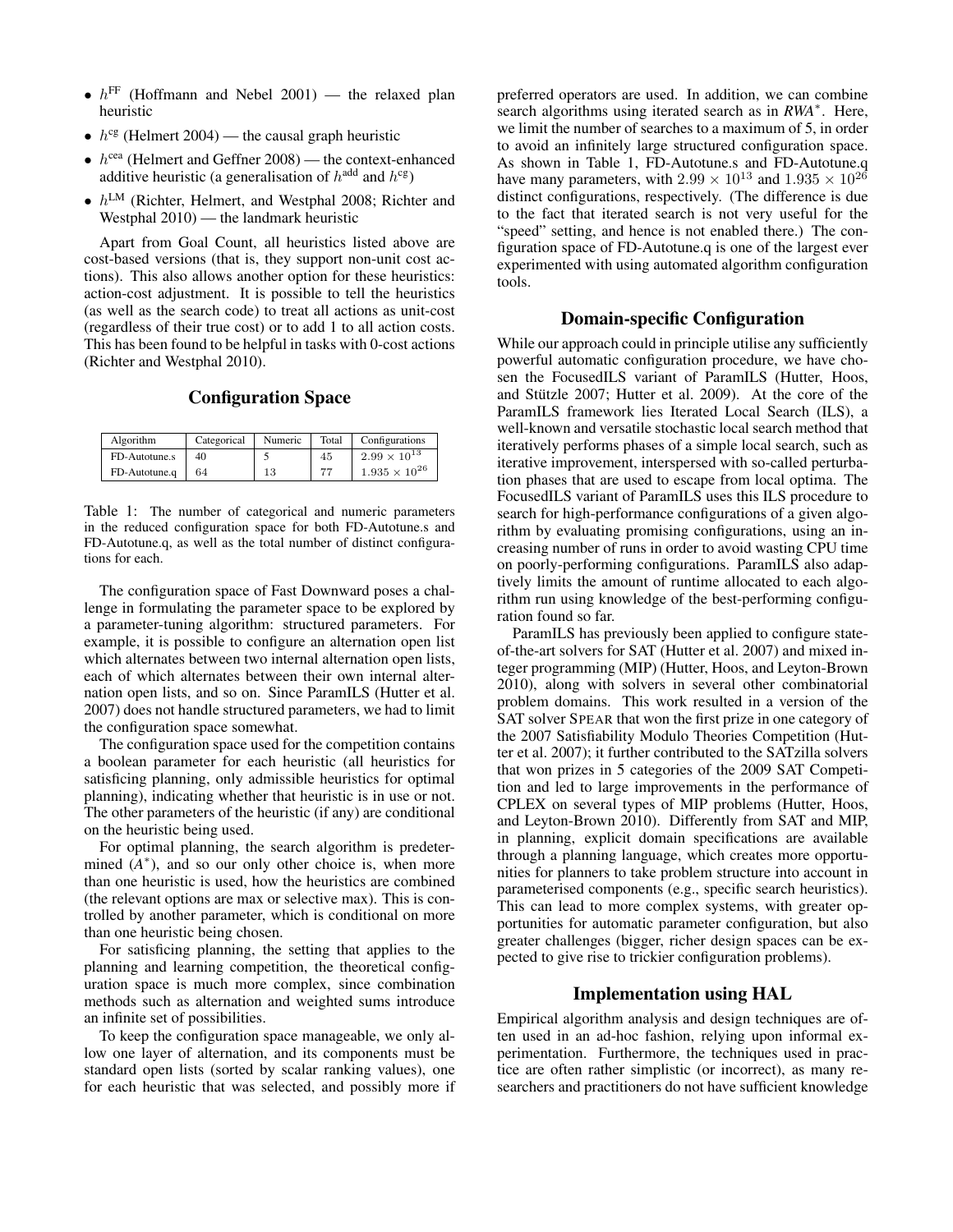- $h^{\text{FF}}$ (Hoffmann and Nebel 2001) — the relaxed plan heuristic
- $h^{\text{cg}}$ (Helmert 2004) — the causal graph heuristic
- $h^{\text{cea}}$ (Helmert and Geffner 2008) — the context-enhanced additive heuristic (a generalisation of $h^{\text{add}}$ and $h^{\text{cg}}$)
- $h^{\text{LM}}$ (Richter, Helmert, and Westphal 2008; Richter and Westphal 2010) — the landmark heuristic

Apart from Goal Count, all heuristics listed above are cost-based versions (that is, they support non-unit cost actions). This also allows another option for these heuristics: action-cost adjustment. It is possible to tell the heuristics (as well as the search code) to treat all actions as unit-cost (regardless of their true cost) or to add 1 to all action costs. This has been found to be helpful in tasks with 0-cost actions (Richter and Westphal 2010).

## Configuration Space

| Algorithm | Categorical | Numeric | Total | Configurations |
|---|---|---|---|---|
| FD-Autotune.s | 40 | 5 | 45 | $2.99 \times 10^{13}$ |
| FD-Autotune.q | 64 | 13 | 77 | $1.935 \times 10^{26}$ |

Table 1: The number of categorical and numeric parameters in the reduced configuration space for both FD-Autotune.s and FD-Autotune.q, as well as the total number of distinct configurations for each.

The configuration space of Fast Downward poses a challenge in formulating the parameter space to be explored by a parameter-tuning algorithm: structured parameters. For example, it is possible to configure an alternation open list which alternates between two internal alternation open lists, each of which alternates between their own internal alternation open lists, and so on. Since ParamILS (Hutter et al. 2007) does not handle structured parameters, we had to limit the configuration space somewhat.

The configuration space used for the competition contains a boolean parameter for each heuristic (all heuristics for satisficing planning, only admissible heuristics for optimal planning), indicating whether that heuristic is in use or not. The other parameters of the heuristic (if any) are conditional on the heuristic being used.

For optimal planning, the search algorithm is predetermined ($A^*$), and so our only other choice is, when more than one heuristic is used, how the heuristics are combined (the relevant options are max or selective max). This is controlled by another parameter, which is conditional on more than one heuristic being chosen.

For satisficing planning, the setting that applies to the planning and learning competition, the theoretical configuration space is much more complex, since combination methods such as alternation and weighted sums introduce an infinite set of possibilities.

To keep the configuration space manageable, we only allow one layer of alternation, and its components must be standard open lists (sorted by scalar ranking values), one for each heuristic that was selected, and possibly more if preferred operators are used. In addition, we can combine search algorithms using iterated search as in *RWA*$^*$. Here, we limit the number of searches to a maximum of 5, in order to avoid an infinitely large structured configuration space. As shown in Table 1, FD-Autotune.s and FD-Autotune.q have many parameters, with $2.99 \times 10^{13}$ and $1.935 \times 10^{26}$ distinct configurations, respectively. (The difference is due to the fact that iterated search is not very useful for the "speed" setting, and hence is not enabled there.) The configuration space of FD-Autotune.q is one of the largest ever experimented with using automated algorithm configuration tools.

## Domain-specific Configuration

While our approach could in principle utilise any sufficiently powerful automatic configuration procedure, we have chosen the FocusedILS variant of ParamILS (Hutter, Hoos, and Stützle 2007; Hutter et al. 2009). At the core of the ParamILS framework lies Iterated Local Search (ILS), a well-known and versatile stochastic local search method that iteratively performs phases of a simple local search, such as iterative improvement, interspersed with so-called perturbation phases that are used to escape from local optima. The FocusedILS variant of ParamILS uses this ILS procedure to search for high-performance configurations of a given algorithm by evaluating promising configurations, using an increasing number of runs in order to avoid wasting CPU time on poorly-performing configurations. ParamILS also adaptively limits the amount of runtime allocated to each algorithm run using knowledge of the best-performing configuration found so far.

ParamILS has previously been applied to configure state-of-the-art solvers for SAT (Hutter et al. 2007) and mixed integer programming (MIP) (Hutter, Hoos, and Leyton-Brown 2010), along with solvers in several other combinatorial problem domains. This work resulted in a version of the SAT solver SPEAR that won the first prize in one category of the 2007 Satisfiability Modulo Theories Competition (Hutter et al. 2007); it further contributed to the SATzilla solvers that won prizes in 5 categories of the 2009 SAT Competition and led to large improvements in the performance of CPLEX on several types of MIP problems (Hutter, Hoos, and Leyton-Brown 2010). Differently from SAT and MIP, in planning, explicit domain specifications are available through a planning language, which creates more opportunities for planners to take problem structure into account in parameterised components (e.g., specific search heuristics). This can lead to more complex systems, with greater opportunities for automatic parameter configuration, but also greater challenges (bigger, richer design spaces can be expected to give rise to trickier configuration problems).

## Implementation using HAL

Empirical algorithm analysis and design techniques are often used in an ad-hoc fashion, relying upon informal experimentation. Furthermore, the techniques used in practice are often rather simplistic (or incorrect), as many researchers and practitioners do not have sufficient knowledge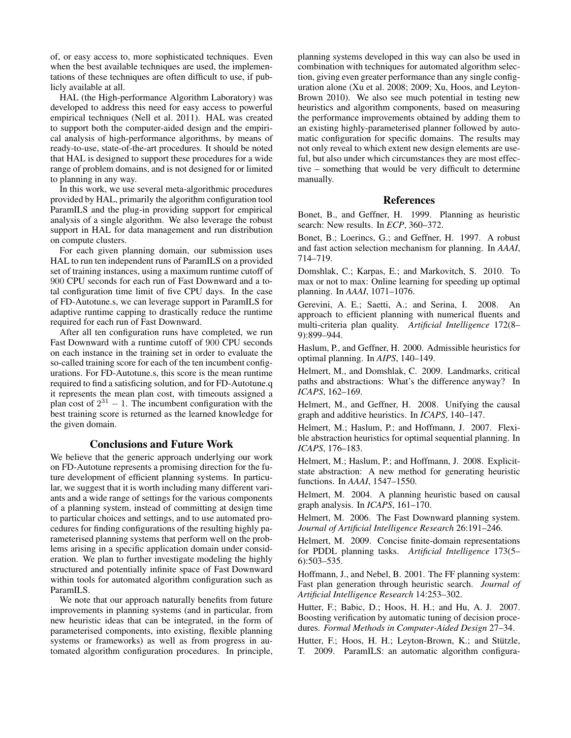of, or easy access to, more sophisticated techniques. Even when the best available techniques are used, the implementations of these techniques are often difficult to use, if publicly available at all.

HAL (the High-performance Algorithm Laboratory) was developed to address this need for easy access to powerful empirical techniques (Nell et al. 2011). HAL was created to support both the computer-aided design and the empirical analysis of high-performance algorithms, by means of ready-to-use, state-of-the-art procedures. It should be noted that HAL is designed to support these procedures for a wide range of problem domains, and is not designed for or limited to planning in any way.

In this work, we use several meta-algorithmic procedures provided by HAL, primarily the algorithm configuration tool ParamILS and the plug-in providing support for empirical analysis of a single algorithm. We also leverage the robust support in HAL for data management and run distribution on compute clusters.

For each given planning domain, our submission uses HAL to run ten independent runs of ParamILS on a provided set of training instances, using a maximum runtime cutoff of 900 CPU seconds for each run of Fast Downward and a total configuration time limit of five CPU days. In the case of FD-Autotune.s, we can leverage support in ParamILS for adaptive runtime capping to drastically reduce the runtime required for each run of Fast Downward.

After all ten configuration runs have completed, we run Fast Downward with a runtime cutoff of 900 CPU seconds on each instance in the training set in order to evaluate the so-called training score for each of the ten incumbent configurations. For FD-Autotune.s, this score is the mean runtime required to find a satisficing solution, and for FD-Autotune.q it represents the mean plan cost, with timeouts assigned a plan cost of $2^{31} - 1$. The incumbent configuration with the best training score is returned as the learned knowledge for the given domain.

## Conclusions and Future Work

We believe that the generic approach underlying our work on FD-Autotune represents a promising direction for the future development of efficient planning systems. In particular, we suggest that it is worth including many different variants and a wide range of settings for the various components of a planning system, instead of committing at design time to particular choices and settings, and to use automated procedures for finding configurations of the resulting highly parameterised planning systems that perform well on the problems arising in a specific application domain under consideration. We plan to further investigate modeling the highly structured and potentially infinite space of Fast Downward within tools for automated algorithm configuration such as ParamILS.

We note that our approach naturally benefits from future improvements in planning systems (and in particular, from new heuristic ideas that can be integrated, in the form of parameterised components, into existing, flexible planning systems or frameworks) as well as from progress in automated algorithm configuration procedures. In principle, planning systems developed in this way can also be used in combination with techniques for automated algorithm selection, giving even greater performance than any single configuration alone (Xu et al. 2008; 2009; Xu, Hoos, and Leyton-Brown 2010). We also see much potential in testing new heuristics and algorithm components, based on measuring the performance improvements obtained by adding them to an existing highly-parameterised planner followed by automatic configuration for specific domains. The results may not only reveal to which extent new design elements are useful, but also under which circumstances they are most effective – something that would be very difficult to determine manually.

## References

Bonet, B., and Geffner, H. 1999. Planning as heuristic search: New results. In *ECP*, 360–372.

Bonet, B.; Loerincs, G.; and Geffner, H. 1997. A robust and fast action selection mechanism for planning. In *AAAI*, 714–719.

Domshlak, C.; Karpas, E.; and Markovitch, S. 2010. To max or not to max: Online learning for speeding up optimal planning. In *AAAI*, 1071–1076.

Gerevini, A. E.; Saetti, A.; and Serina, I. 2008. An approach to efficient planning with numerical fluents and multi-criteria plan quality. *Artificial Intelligence* 172(8–9):899–944.

Haslum, P., and Geffner, H. 2000. Admissible heuristics for optimal planning. In *AIPS*, 140–149.

Helmert, M., and Domshlak, C. 2009. Landmarks, critical paths and abstractions: What's the difference anyway? In *ICAPS*, 162–169.

Helmert, M., and Geffner, H. 2008. Unifying the causal graph and additive heuristics. In *ICAPS*, 140–147.

Helmert, M.; Haslum, P.; and Hoffmann, J. 2007. Flexible abstraction heuristics for optimal sequential planning. In *ICAPS*, 176–183.

Helmert, M.; Haslum, P.; and Hoffmann, J. 2008. Explicit-state abstraction: A new method for generating heuristic functions. In *AAAI*, 1547–1550.

Helmert, M. 2004. A planning heuristic based on causal graph analysis. In *ICAPS*, 161–170.

Helmert, M. 2006. The Fast Downward planning system. *Journal of Artificial Intelligence Research* 26:191–246.

Helmert, M. 2009. Concise finite-domain representations for PDDL planning tasks. *Artificial Intelligence* 173(5–6):503–535.

Hoffmann, J., and Nebel, B. 2001. The FF planning system: Fast plan generation through heuristic search. *Journal of Artificial Intelligence Research* 14:253–302.

Hutter, F.; Babic, D.; Hoos, H. H.; and Hu, A. J. 2007. Boosting verification by automatic tuning of decision procedures. *Formal Methods in Computer-Aided Design* 27–34.

Hutter, F.; Hoos, H. H.; Leyton-Brown, K.; and Stützle, T. 2009. ParamILS: an automatic algorithm configura-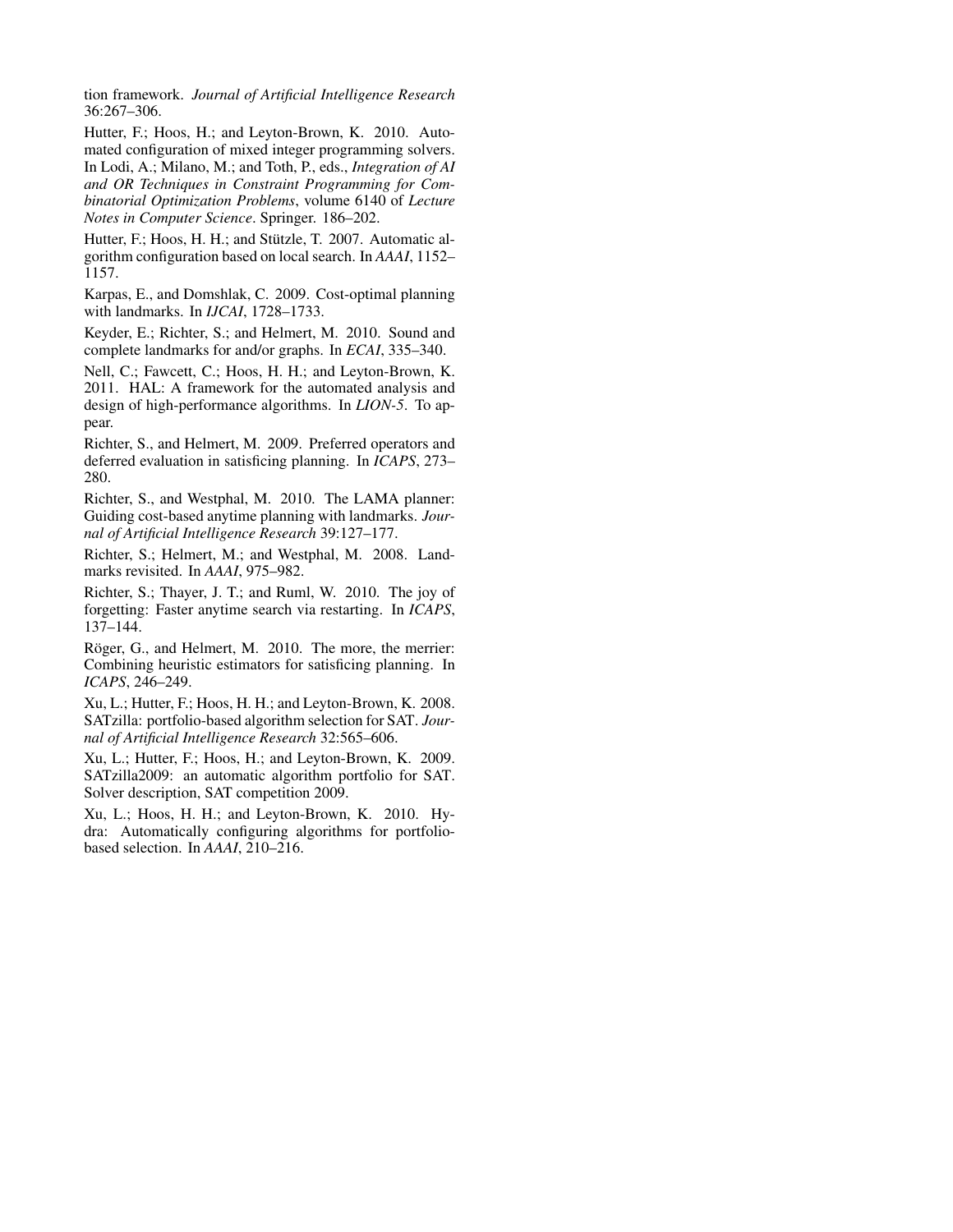tion framework. *Journal of Artificial Intelligence Research* 36:267–306.

Hutter, F.; Hoos, H.; and Leyton-Brown, K. 2010. Automated configuration of mixed integer programming solvers. In Lodi, A.; Milano, M.; and Toth, P., eds., *Integration of AI and OR Techniques in Constraint Programming for Combinatorial Optimization Problems*, volume 6140 of *Lecture Notes in Computer Science*. Springer. 186–202.

Hutter, F.; Hoos, H. H.; and Stützle, T. 2007. Automatic algorithm configuration based on local search. In *AAAI*, 1152–1157.

Karpas, E., and Domshlak, C. 2009. Cost-optimal planning with landmarks. In *IJCAI*, 1728–1733.

Keyder, E.; Richter, S.; and Helmert, M. 2010. Sound and complete landmarks for and/or graphs. In *ECAI*, 335–340.

Nell, C.; Fawcett, C.; Hoos, H. H.; and Leyton-Brown, K. 2011. HAL: A framework for the automated analysis and design of high-performance algorithms. In *LION-5*. To appear.

Richter, S., and Helmert, M. 2009. Preferred operators and deferred evaluation in satisficing planning. In *ICAPS*, 273–280.

Richter, S., and Westphal, M. 2010. The LAMA planner: Guiding cost-based anytime planning with landmarks. *Journal of Artificial Intelligence Research* 39:127–177.

Richter, S.; Helmert, M.; and Westphal, M. 2008. Landmarks revisited. In *AAAI*, 975–982.

Richter, S.; Thayer, J. T.; and Ruml, W. 2010. The joy of forgetting: Faster anytime search via restarting. In *ICAPS*, 137–144.

Röger, G., and Helmert, M. 2010. The more, the merrier: Combining heuristic estimators for satisficing planning. In *ICAPS*, 246–249.

Xu, L.; Hutter, F.; Hoos, H. H.; and Leyton-Brown, K. 2008. SATzilla: portfolio-based algorithm selection for SAT. *Journal of Artificial Intelligence Research* 32:565–606.

Xu, L.; Hutter, F.; Hoos, H.; and Leyton-Brown, K. 2009. SATzilla2009: an automatic algorithm portfolio for SAT. Solver description, SAT competition 2009.

Xu, L.; Hoos, H. H.; and Leyton-Brown, K. 2010. Hydra: Automatically configuring algorithms for portfolio-based selection. In *AAAI*, 210–216.